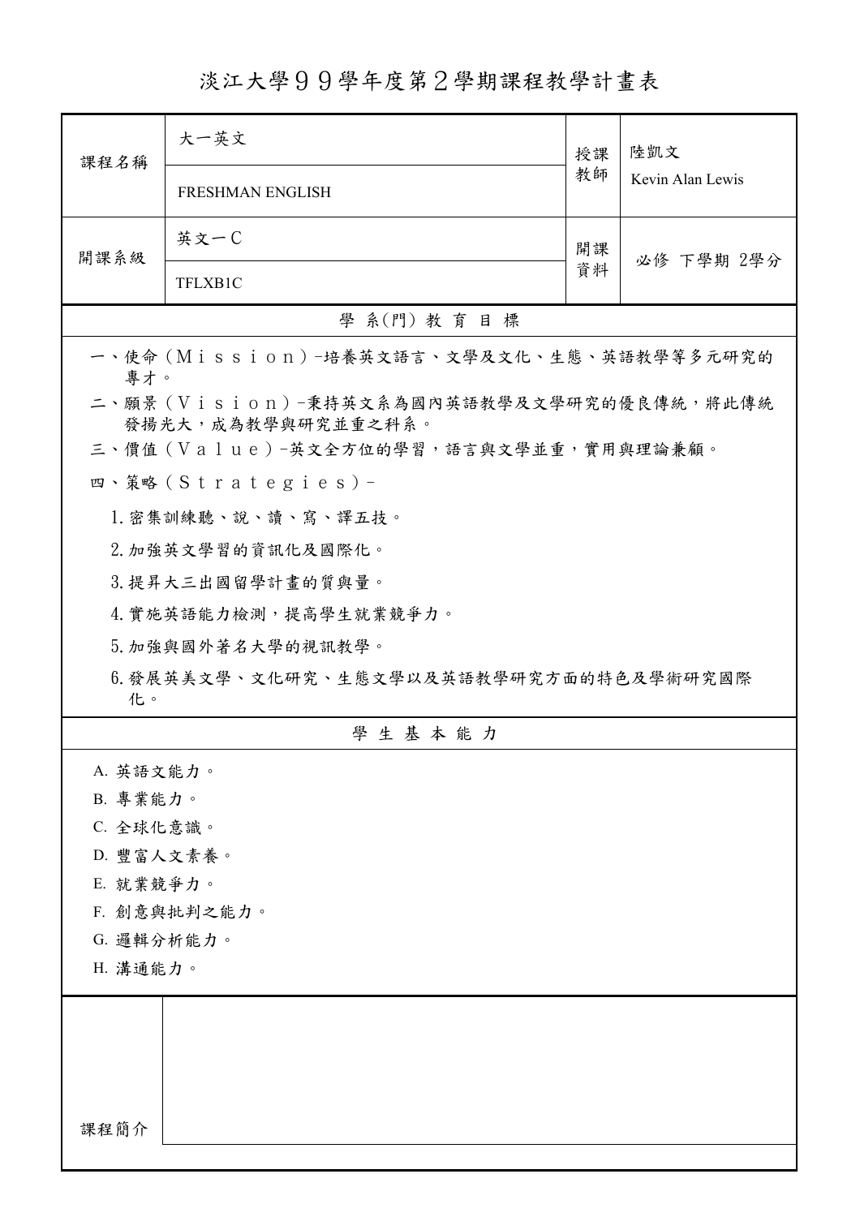# 淡江大學９９學年度第２學期課程教學計畫表

| 課程名稱 | 大一英文<br>FRESHMAN ENGLISH | 授課教師 | 陸凱文<br>Kevin Alan Lewis |
|---|---|---|---|
| 開課系級 | 英文一C<br>TFLXB1C | 開課資料 | 必修 下學期 2學分 |

## 學 系(門) 教 育 目 標

一、使命（Ｍｉｓｓｉｏｎ）-培養英文語言、文學及文化、生態、英語教學等多元研究的專才。

二、願景（Ｖｉｓｉｏｎ）-秉持英文系為國內英語教學及文學研究的優良傳統，將此傳統發揚光大，成為教學與研究並重之科系。

三、價值（Ｖａｌｕｅ）-英文全方位的學習，語言與文學並重，實用與理論兼顧。

四、策略（Ｓｔｒａｔｅｇｉｅｓ）-

1. 密集訓練聽、說、讀、寫、譯五技。
2. 加強英文學習的資訊化及國際化。
3. 提昇大三出國留學計畫的質與量。
4. 實施英語能力檢測，提高學生就業競爭力。
5. 加強與國外著名大學的視訊教學。
6. 發展英美文學、文化研究、生態文學以及英語教學研究方面的特色及學術研究國際化。

## 學 生 基 本 能 力

A. 英語文能力。
B. 專業能力。
C. 全球化意識。
D. 豐富人文素養。
E. 就業競爭力。
F. 創意與批判之能力。
G. 邏輯分析能力。
H. 溝通能力。

| 課程簡介 | |
|---|---|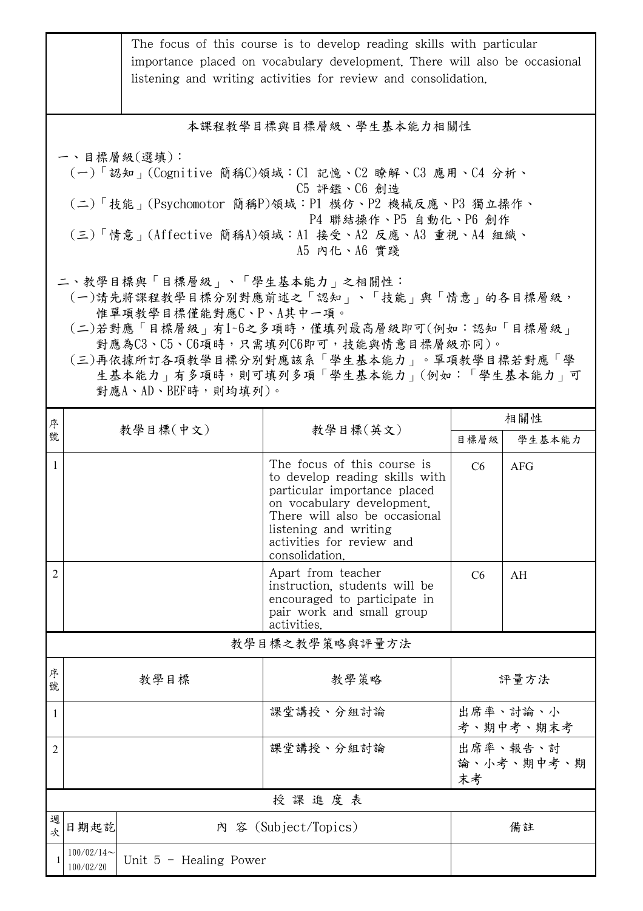| | The focus of this course is to develop reading skills with particular importance placed on vocabulary development. There will also be occasional listening and writing activities for review and consolidation. |
|---|---|

## 本課程教學目標與目標層級、學生基本能力相關性

一、目標層級(選填)：

(一)「認知」(Cognitive 簡稱C)領域：C1 記憶、C2 瞭解、C3 應用、C4 分析、C5 評鑑、C6 創造

(二)「技能」(Psychomotor 簡稱P)領域：P1 模仿、P2 機械反應、P3 獨立操作、P4 聯結操作、P5 自動化、P6 創作

(三)「情意」(Affective 簡稱A)領域：A1 接受、A2 反應、A3 重視、A4 組織、A5 內化、A6 實踐

二、教學目標與「目標層級」、「學生基本能力」之相關性：

(一)請先將課程教學目標分別對應前述之「認知」、「技能」與「情意」的各目標層級，惟單項教學目標僅能對應C、P、A其中一項。

(二)若對應「目標層級」有1~6之多項時，僅填列最高層級即可(例如：認知「目標層級」對應為C3、C5、C6項時，只需填列C6即可，技能與情意目標層級亦同)。

(三)再依據所訂各項教學目標分別對應該系「學生基本能力」。單項教學目標若對應「學生基本能力」有多項時，則可填列多項「學生基本能力」(例如：「學生基本能力」可對應A、AD、BEF時，則均填列)。

| 序號 | 教學目標(中文) | 教學目標(英文) | 相關性 | |
|---|---|---|---|---|
| | | | 目標層級 | 學生基本能力 |
| 1 | | The focus of this course is to develop reading skills with particular importance placed on vocabulary development. There will also be occasional listening and writing activities for review and consolidation. | C6 | AFG |
| 2 | | Apart from teacher instruction, students will be encouraged to participate in pair work and small group activities. | C6 | AH |

## 教學目標之教學策略與評量方法

| 序號 | 教學目標 | 教學策略 | 評量方法 |
|---|---|---|---|
| 1 | | 課堂講授、分組討論 | 出席率、討論、小考、期中考、期末考 |
| 2 | | 課堂講授、分組討論 | 出席率、報告、討論、小考、期中考、期末考 |

## 授 課 進 度 表

| 週次 | 日期起訖 | 內 容 (Subject/Topics) | 備註 |
|---|---|---|---|
| 1 | 100/02/14～100/02/20 | Unit 5 - Healing Power | |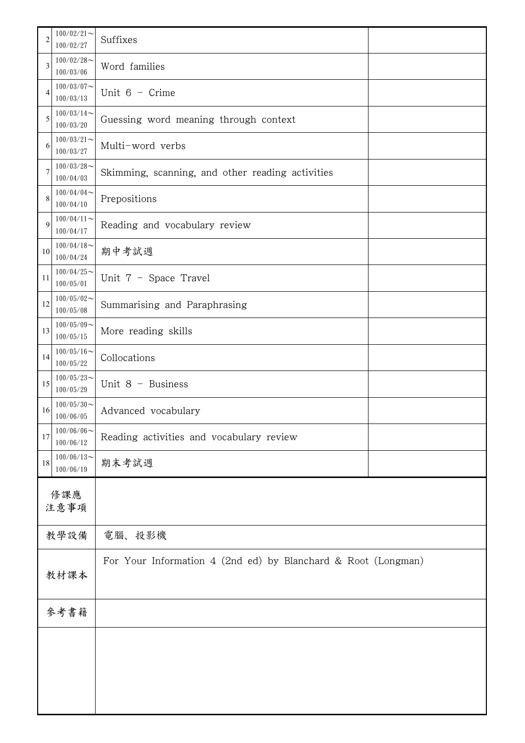| 2 | 100/02/21～100/02/27 | Suffixes | |
|---|---|---|---|
| 3 | 100/02/28～100/03/06 | Word families | |
| 4 | 100/03/07～100/03/13 | Unit 6 - Crime | |
| 5 | 100/03/14～100/03/20 | Guessing word meaning through context | |
| 6 | 100/03/21～100/03/27 | Multi-word verbs | |
| 7 | 100/03/28～100/04/03 | Skimming, scanning, and other reading activities | |
| 8 | 100/04/04～100/04/10 | Prepositions | |
| 9 | 100/04/11～100/04/17 | Reading and vocabulary review | |
| 10 | 100/04/18～100/04/24 | 期中考試週 | |
| 11 | 100/04/25～100/05/01 | Unit 7 - Space Travel | |
| 12 | 100/05/02～100/05/08 | Summarising and Paraphrasing | |
| 13 | 100/05/09～100/05/15 | More reading skills | |
| 14 | 100/05/16～100/05/22 | Collocations | |
| 15 | 100/05/23～100/05/29 | Unit 8 - Business | |
| 16 | 100/05/30～100/06/05 | Advanced vocabulary | |
| 17 | 100/06/06～100/06/12 | Reading activities and vocabulary review | |
| 18 | 100/06/13～100/06/19 | 期末考試週 | |

| 修課應注意事項 | |
|---|---|
| 教學設備 | 電腦、投影機 |
| 教材課本 | For Your Information 4 (2nd ed) by Blanchard & Root (Longman) |
| 參考書籍 | |
| | |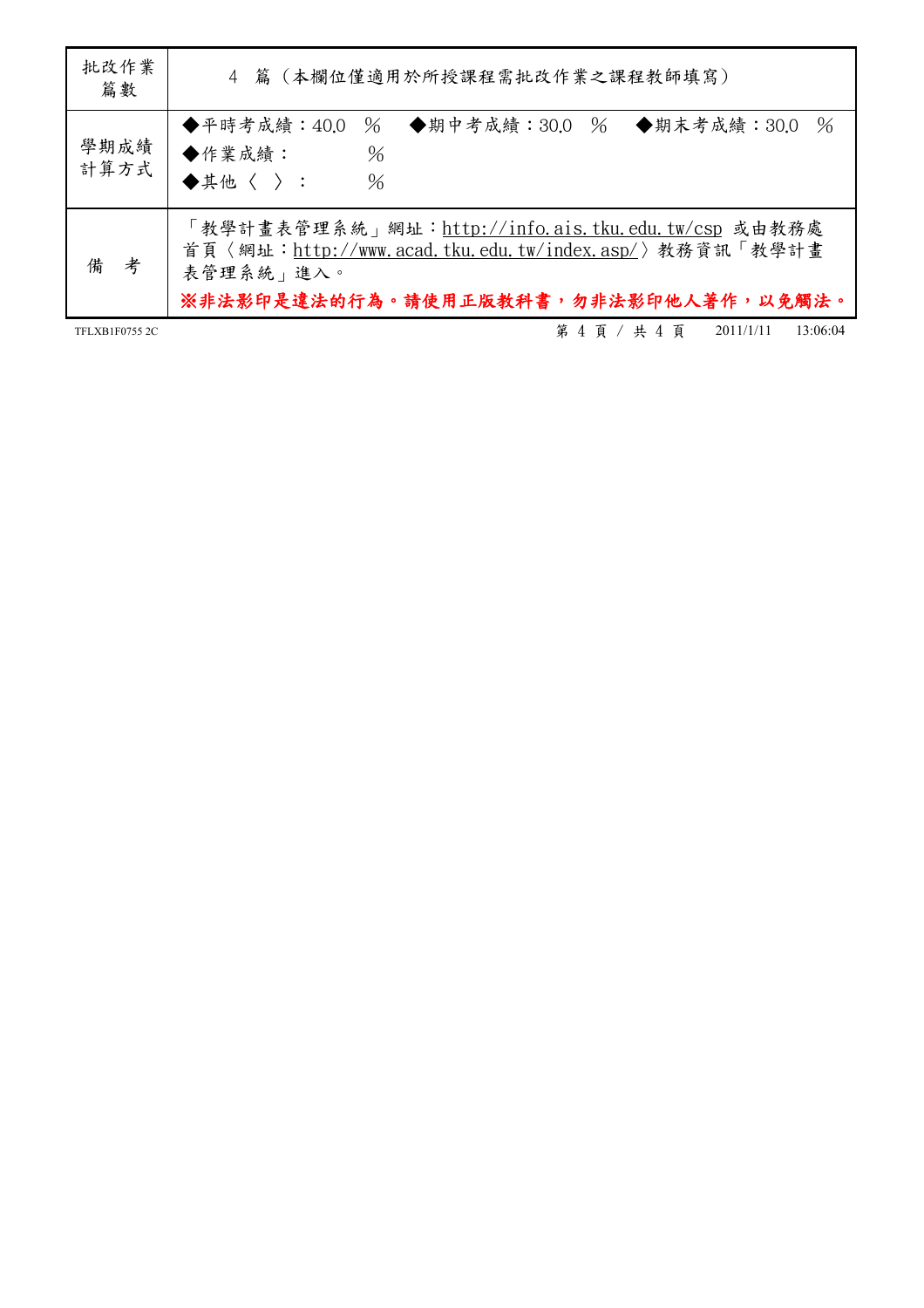| | |
|---|---|
| 批改作業篇數 | 4　篇（本欄位僅適用於所授課程需批改作業之課程教師填寫） |
| 學期成績計算方式 | ◆平時考成績：40.0　%　◆期中考成績：30.0　%　◆期末考成績：30.0　%<br>◆作業成績：　　　%<br>◆其他〈　〉：　　　% |
| 備　考 | 「教學計畫表管理系統」網址：http://info.ais.tku.edu.tw/csp 或由教務處首頁〈網址：http://www.acad.tku.edu.tw/index.asp/〉教務資訊「教學計畫表管理系統」進入。<br>**※非法影印是違法的行為。請使用正版教科書，勿非法影印他人著作，以免觸法。** |

TFLXB1F0755 2C　　2011/1/11　13:06:04